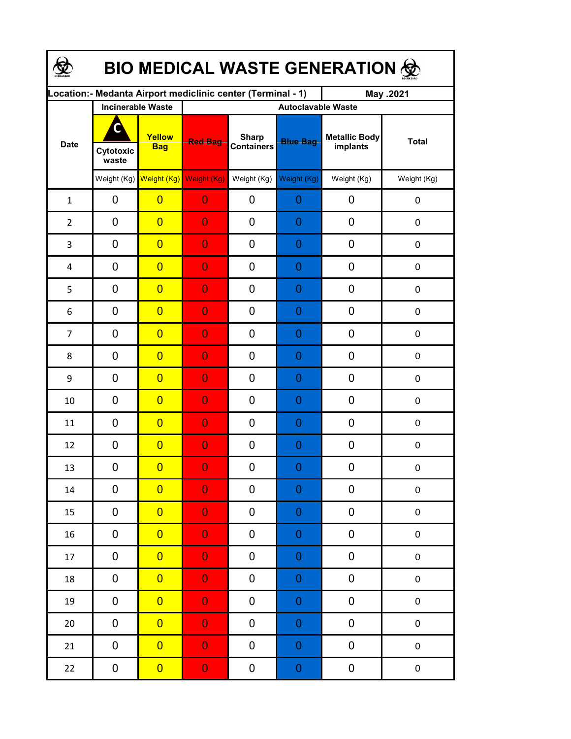# BIO MEDICAL WASTE GENERATION

| Location:- Medanta Airport mediclinic center (Terminal - 1) | | | | | | | May .2021 |
|---|---|---|---|---|---|---|---|
| Date | Incinerable Waste | | Autoclavable Waste | | | | |
| | Cytotoxic waste | Yellow Bag | Red Bag | Sharp Containers | Blue Bag | Metallic Body implants | Total |
| | Weight (Kg) | Weight (Kg) | Weight (Kg) | Weight (Kg) | Weight (Kg) | Weight (Kg) | Weight (Kg) |
| 1 | 0 | 0 | 0 | 0 | 0 | 0 | 0 |
| 2 | 0 | 0 | 0 | 0 | 0 | 0 | 0 |
| 3 | 0 | 0 | 0 | 0 | 0 | 0 | 0 |
| 4 | 0 | 0 | 0 | 0 | 0 | 0 | 0 |
| 5 | 0 | 0 | 0 | 0 | 0 | 0 | 0 |
| 6 | 0 | 0 | 0 | 0 | 0 | 0 | 0 |
| 7 | 0 | 0 | 0 | 0 | 0 | 0 | 0 |
| 8 | 0 | 0 | 0 | 0 | 0 | 0 | 0 |
| 9 | 0 | 0 | 0 | 0 | 0 | 0 | 0 |
| 10 | 0 | 0 | 0 | 0 | 0 | 0 | 0 |
| 11 | 0 | 0 | 0 | 0 | 0 | 0 | 0 |
| 12 | 0 | 0 | 0 | 0 | 0 | 0 | 0 |
| 13 | 0 | 0 | 0 | 0 | 0 | 0 | 0 |
| 14 | 0 | 0 | 0 | 0 | 0 | 0 | 0 |
| 15 | 0 | 0 | 0 | 0 | 0 | 0 | 0 |
| 16 | 0 | 0 | 0 | 0 | 0 | 0 | 0 |
| 17 | 0 | 0 | 0 | 0 | 0 | 0 | 0 |
| 18 | 0 | 0 | 0 | 0 | 0 | 0 | 0 |
| 19 | 0 | 0 | 0 | 0 | 0 | 0 | 0 |
| 20 | 0 | 0 | 0 | 0 | 0 | 0 | 0 |
| 21 | 0 | 0 | 0 | 0 | 0 | 0 | 0 |
| 22 | 0 | 0 | 0 | 0 | 0 | 0 | 0 |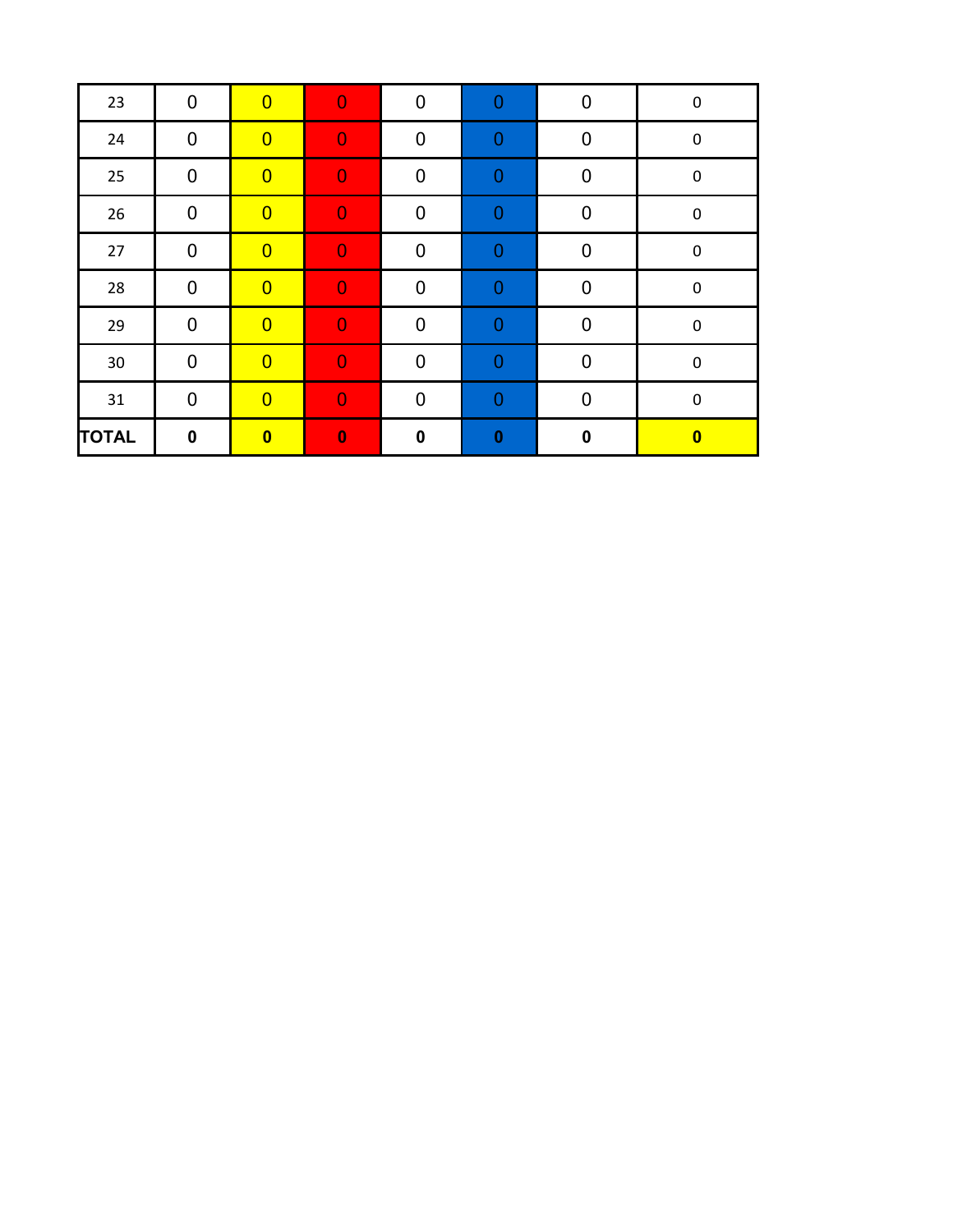| | | | | | | | |
|---|---|---|---|---|---|---|---|
| 23 | 0 | 0 | 0 | 0 | 0 | 0 | 0 |
| 24 | 0 | 0 | 0 | 0 | 0 | 0 | 0 |
| 25 | 0 | 0 | 0 | 0 | 0 | 0 | 0 |
| 26 | 0 | 0 | 0 | 0 | 0 | 0 | 0 |
| 27 | 0 | 0 | 0 | 0 | 0 | 0 | 0 |
| 28 | 0 | 0 | 0 | 0 | 0 | 0 | 0 |
| 29 | 0 | 0 | 0 | 0 | 0 | 0 | 0 |
| 30 | 0 | 0 | 0 | 0 | 0 | 0 | 0 |
| 31 | 0 | 0 | 0 | 0 | 0 | 0 | 0 |
| **TOTAL** | **0** | **0** | **0** | **0** | **0** | **0** | **0** |